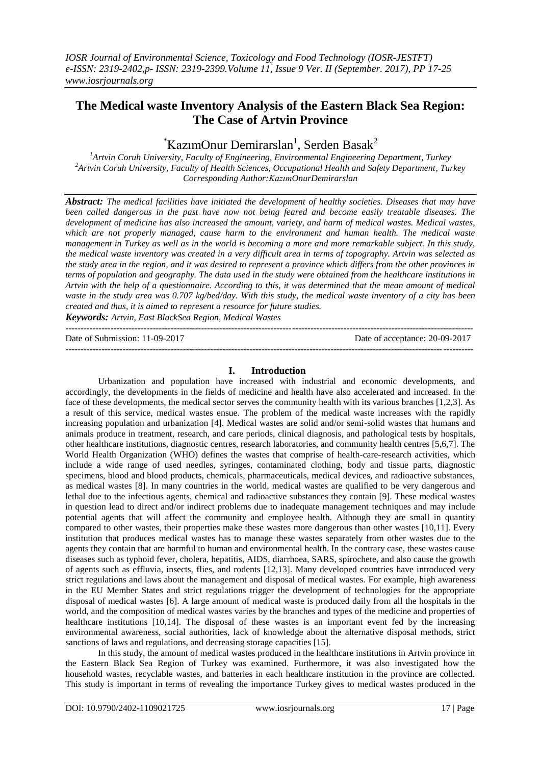# The Medical waste Inventory Analysis of the Eastern Black Sea Region: The Case of Artvin Province

*KazımOnur Demirarslan[1], Serden Basak[2]

[1]Artvin Coruh University, Faculty of Engineering, Environmental Engineering Department, Turkey
[2]Artvin Coruh University, Faculty of Health Sciences, Occupational Health and Safety Department, Turkey
Corresponding Author:KazımOnurDemirarslan

***Abstract:*** *The medical facilities have initiated the development of healthy societies. Diseases that may have been called dangerous in the past have now not being feared and become easily treatable diseases. The development of medicine has also increased the amount, variety, and harm of medical wastes. Medical wastes, which are not properly managed, cause harm to the environment and human health. The medical waste management in Turkey as well as in the world is becoming a more and more remarkable subject. In this study, the medical waste inventory was created in a very difficult area in terms of topography. Artvin was selected as the study area in the region, and it was desired to represent a province which differs from the other provinces in terms of population and geography. The data used in the study were obtained from the healthcare institutions in Artvin with the help of a questionnaire. According to this, it was determined that the mean amount of medical waste in the study area was 0.707 kg/bed/day. With this study, the medical waste inventory of a city has been created and thus, it is aimed to represent a resource for future studies.*

***Keywords:*** *Artvin, East BlackSea Region, Medical Wastes*

Date of Submission: 11-09-2017 | Date of acceptance: 20-09-2017

## I. Introduction

Urbanization and population have increased with industrial and economic developments, and accordingly, the developments in the fields of medicine and health have also accelerated and increased. In the face of these developments, the medical sector serves the community health with its various branches [1,2,3]. As a result of this service, medical wastes ensue. The problem of the medical waste increases with the rapidly increasing population and urbanization [4]. Medical wastes are solid and/or semi-solid wastes that humans and animals produce in treatment, research, and care periods, clinical diagnosis, and pathological tests by hospitals, other healthcare institutions, diagnostic centres, research laboratories, and community health centres [5,6,7]. The World Health Organization (WHO) defines the wastes that comprise of health-care-research activities, which include a wide range of used needles, syringes, contaminated clothing, body and tissue parts, diagnostic specimens, blood and blood products, chemicals, pharmaceuticals, medical devices, and radioactive substances, as medical wastes [8]. In many countries in the world, medical wastes are qualified to be very dangerous and lethal due to the infectious agents, chemical and radioactive substances they contain [9]. These medical wastes in question lead to direct and/or indirect problems due to inadequate management techniques and may include potential agents that will affect the community and employee health. Although they are small in quantity compared to other wastes, their properties make these wastes more dangerous than other wastes [10,11]. Every institution that produces medical wastes has to manage these wastes separately from other wastes due to the agents they contain that are harmful to human and environmental health. In the contrary case, these wastes cause diseases such as typhoid fever, cholera, hepatitis, AIDS, diarrhoea, SARS, spirochete, and also cause the growth of agents such as effluvia, insects, flies, and rodents [12,13]. Many developed countries have introduced very strict regulations and laws about the management and disposal of medical wastes. For example, high awareness in the EU Member States and strict regulations trigger the development of technologies for the appropriate disposal of medical wastes [6]. A large amount of medical waste is produced daily from all the hospitals in the world, and the composition of medical wastes varies by the branches and types of the medicine and properties of healthcare institutions [10,14]. The disposal of these wastes is an important event fed by the increasing environmental awareness, social authorities, lack of knowledge about the alternative disposal methods, strict sanctions of laws and regulations, and decreasing storage capacities [15].

In this study, the amount of medical wastes produced in the healthcare institutions in Artvin province in the Eastern Black Sea Region of Turkey was examined. Furthermore, it was also investigated how the household wastes, recyclable wastes, and batteries in each healthcare institution in the province are collected. This study is important in terms of revealing the importance Turkey gives to medical wastes produced in the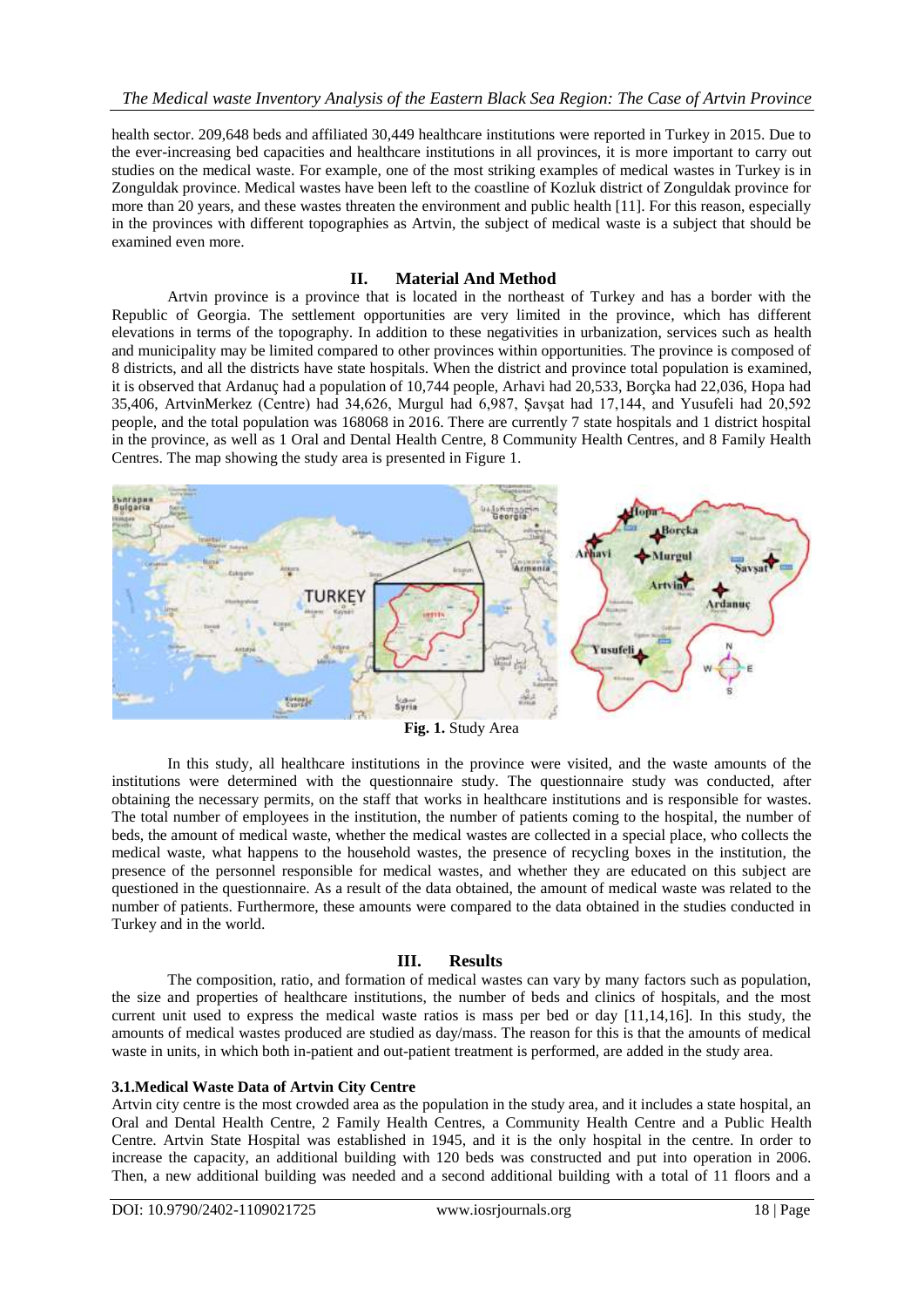health sector. 209,648 beds and affiliated 30,449 healthcare institutions were reported in Turkey in 2015. Due to the ever-increasing bed capacities and healthcare institutions in all provinces, it is more important to carry out studies on the medical waste. For example, one of the most striking examples of medical wastes in Turkey is in Zonguldak province. Medical wastes have been left to the coastline of Kozluk district of Zonguldak province for more than 20 years, and these wastes threaten the environment and public health [11]. For this reason, especially in the provinces with different topographies as Artvin, the subject of medical waste is a subject that should be examined even more.

## II. Material And Method

Artvin province is a province that is located in the northeast of Turkey and has a border with the Republic of Georgia. The settlement opportunities are very limited in the province, which has different elevations in terms of the topography. In addition to these negativities in urbanization, services such as health and municipality may be limited compared to other provinces within opportunities. The province is composed of 8 districts, and all the districts have state hospitals. When the district and province total population is examined, it is observed that Ardanuç had a population of 10,744 people, Arhavi had 20,533, Borçka had 22,036, Hopa had 35,406, ArtvinMerkez (Centre) had 34,626, Murgul had 6,987, Şavşat had 17,144, and Yusufeli had 20,592 people, and the total population was 168068 in 2016. There are currently 7 state hospitals and 1 district hospital in the province, as well as 1 Oral and Dental Health Centre, 8 Community Health Centres, and 8 Family Health Centres. The map showing the study area is presented in Figure 1.

**Fig. 1.** Study Area

In this study, all healthcare institutions in the province were visited, and the waste amounts of the institutions were determined with the questionnaire study. The questionnaire study was conducted, after obtaining the necessary permits, on the staff that works in healthcare institutions and is responsible for wastes. The total number of employees in the institution, the number of patients coming to the hospital, the number of beds, the amount of medical waste, whether the medical wastes are collected in a special place, who collects the medical waste, what happens to the household wastes, the presence of recycling boxes in the institution, the presence of the personnel responsible for medical wastes, and whether they are educated on this subject are questioned in the questionnaire. As a result of the data obtained, the amount of medical waste was related to the number of patients. Furthermore, these amounts were compared to the data obtained in the studies conducted in Turkey and in the world.

## III. Results

The composition, ratio, and formation of medical wastes can vary by many factors such as population, the size and properties of healthcare institutions, the number of beds and clinics of hospitals, and the most current unit used to express the medical waste ratios is mass per bed or day [11,14,16]. In this study, the amounts of medical wastes produced are studied as day/mass. The reason for this is that the amounts of medical waste in units, in which both in-patient and out-patient treatment is performed, are added in the study area.

### 3.1.Medical Waste Data of Artvin City Centre

Artvin city centre is the most crowded area as the population in the study area, and it includes a state hospital, an Oral and Dental Health Centre, 2 Family Health Centres, a Community Health Centre and a Public Health Centre. Artvin State Hospital was established in 1945, and it is the only hospital in the centre. In order to increase the capacity, an additional building with 120 beds was constructed and put into operation in 2006. Then, a new additional building was needed and a second additional building with a total of 11 floors and a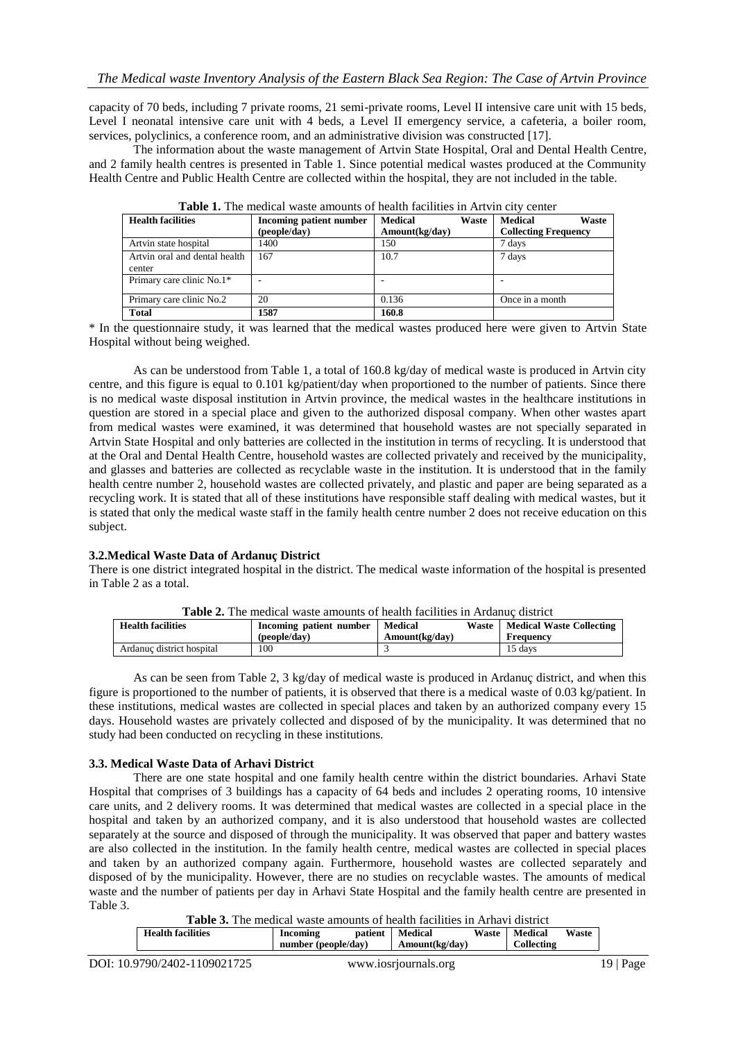capacity of 70 beds, including 7 private rooms, 21 semi-private rooms, Level II intensive care unit with 15 beds, Level I neonatal intensive care unit with 4 beds, a Level II emergency service, a cafeteria, a boiler room, services, polyclinics, a conference room, and an administrative division was constructed [17].

The information about the waste management of Artvin State Hospital, Oral and Dental Health Centre, and 2 family health centres is presented in Table 1. Since potential medical wastes produced at the Community Health Centre and Public Health Centre are collected within the hospital, they are not included in the table.

**Table 1.** The medical waste amounts of health facilities in Artvin city center

| Health facilities | Incoming patient number (people/day) | Medical Waste Amount(kg/day) | Medical Waste Collecting Frequency |
|---|---|---|---|
| Artvin state hospital | 1400 | 150 | 7 days |
| Artvin oral and dental health center | 167 | 10.7 | 7 days |
| Primary care clinic No.1* | - | - | - |
| Primary care clinic No.2 | 20 | 0.136 | Once in a month |
| **Total** | **1587** | **160.8** | |

* In the questionnaire study, it was learned that the medical wastes produced here were given to Artvin State Hospital without being weighed.

As can be understood from Table 1, a total of 160.8 kg/day of medical waste is produced in Artvin city centre, and this figure is equal to 0.101 kg/patient/day when proportioned to the number of patients. Since there is no medical waste disposal institution in Artvin province, the medical wastes in the healthcare institutions in question are stored in a special place and given to the authorized disposal company. When other wastes apart from medical wastes were examined, it was determined that household wastes are not specially separated in Artvin State Hospital and only batteries are collected in the institution in terms of recycling. It is understood that at the Oral and Dental Health Centre, household wastes are collected privately and received by the municipality, and glasses and batteries are collected as recyclable waste in the institution. It is understood that in the family health centre number 2, household wastes are collected privately, and plastic and paper are being separated as a recycling work. It is stated that all of these institutions have responsible staff dealing with medical wastes, but it is stated that only the medical waste staff in the family health centre number 2 does not receive education on this subject.

### 3.2.Medical Waste Data of Ardanuç District

There is one district integrated hospital in the district. The medical waste information of the hospital is presented in Table 2 as a total.

**Table 2.** The medical waste amounts of health facilities in Ardanuç district

| Health facilities | Incoming patient number (people/day) | Medical Waste Amount(kg/day) | Medical Waste Collecting Frequency |
|---|---|---|---|
| Ardanuç district hospital | 100 | 3 | 15 days |

As can be seen from Table 2, 3 kg/day of medical waste is produced in Ardanuç district, and when this figure is proportioned to the number of patients, it is observed that there is a medical waste of 0.03 kg/patient. In these institutions, medical wastes are collected in special places and taken by an authorized company every 15 days. Household wastes are privately collected and disposed of by the municipality. It was determined that no study had been conducted on recycling in these institutions.

### 3.3. Medical Waste Data of Arhavi District

There are one state hospital and one family health centre within the district boundaries. Arhavi State Hospital that comprises of 3 buildings has a capacity of 64 beds and includes 2 operating rooms, 10 intensive care units, and 2 delivery rooms. It was determined that medical wastes are collected in a special place in the hospital and taken by an authorized company, and it is also understood that household wastes are collected separately at the source and disposed of through the municipality. It was observed that paper and battery wastes are also collected in the institution. In the family health centre, medical wastes are collected in special places and taken by an authorized company again. Furthermore, household wastes are collected separately and disposed of by the municipality. However, there are no studies on recyclable wastes. The amounts of medical waste and the number of patients per day in Arhavi State Hospital and the family health centre are presented in Table 3.

**Table 3.** The medical waste amounts of health facilities in Arhavi district

| Health facilities | Incoming patient number (people/day) | Medical Waste Amount(kg/day) | Medical Waste Collecting |
|---|---|---|---|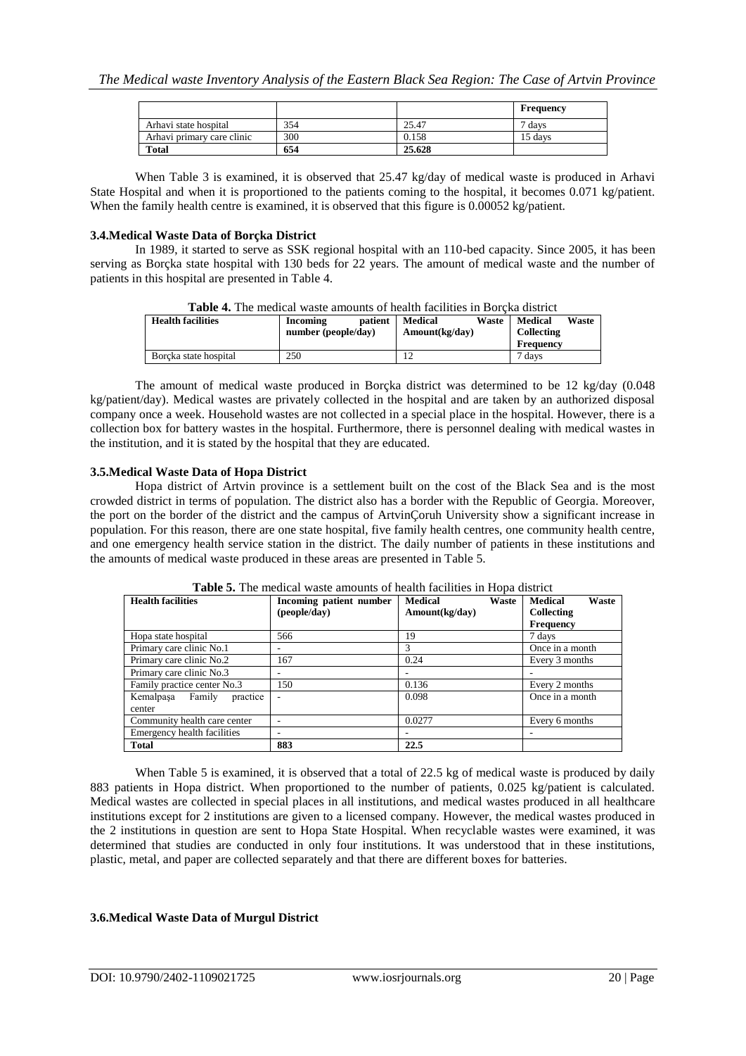| | | | Frequency |
|---|---|---|---|
| Arhavi state hospital | 354 | 25.47 | 7 days |
| Arhavi primary care clinic | 300 | 0.158 | 15 days |
| **Total** | **654** | **25.628** | |

When Table 3 is examined, it is observed that 25.47 kg/day of medical waste is produced in Arhavi State Hospital and when it is proportioned to the patients coming to the hospital, it becomes 0.071 kg/patient. When the family health centre is examined, it is observed that this figure is 0.00052 kg/patient.

### 3.4.Medical Waste Data of Borçka District

In 1989, it started to serve as SSK regional hospital with an 110-bed capacity. Since 2005, it has been serving as Borçka state hospital with 130 beds for 22 years. The amount of medical waste and the number of patients in this hospital are presented in Table 4.

**Table 4.** The medical waste amounts of health facilities in Borçka district

| Health facilities | Incoming patient number (people/day) | Medical Waste Amount(kg/day) | Medical Waste Collecting Frequency |
|---|---|---|---|
| Borçka state hospital | 250 | 12 | 7 days |

The amount of medical waste produced in Borçka district was determined to be 12 kg/day (0.048 kg/patient/day). Medical wastes are privately collected in the hospital and are taken by an authorized disposal company once a week. Household wastes are not collected in a special place in the hospital. However, there is a collection box for battery wastes in the hospital. Furthermore, there is personnel dealing with medical wastes in the institution, and it is stated by the hospital that they are educated.

### 3.5.Medical Waste Data of Hopa District

Hopa district of Artvin province is a settlement built on the cost of the Black Sea and is the most crowded district in terms of population. The district also has a border with the Republic of Georgia. Moreover, the port on the border of the district and the campus of ArtvinÇoruh University show a significant increase in population. For this reason, there are one state hospital, five family health centres, one community health centre, and one emergency health service station in the district. The daily number of patients in these institutions and the amounts of medical waste produced in these areas are presented in Table 5.

**Table 5.** The medical waste amounts of health facilities in Hopa district

| Health facilities | Incoming patient number (people/day) | Medical Waste Amount(kg/day) | Medical Waste Collecting Frequency |
|---|---|---|---|
| Hopa state hospital | 566 | 19 | 7 days |
| Primary care clinic No.1 | - | 3 | Once in a month |
| Primary care clinic No.2 | 167 | 0.24 | Every 3 months |
| Primary care clinic No.3 | - | - | - |
| Family practice center No.3 | 150 | 0.136 | Every 2 months |
| Kemalpaşa Family practice center | - | 0.098 | Once in a month |
| Community health care center | - | 0.0277 | Every 6 months |
| Emergency health facilities | - | - | - |
| **Total** | **883** | **22.5** | |

When Table 5 is examined, it is observed that a total of 22.5 kg of medical waste is produced by daily 883 patients in Hopa district. When proportioned to the number of patients, 0.025 kg/patient is calculated. Medical wastes are collected in special places in all institutions, and medical wastes produced in all healthcare institutions except for 2 institutions are given to a licensed company. However, the medical wastes produced in the 2 institutions in question are sent to Hopa State Hospital. When recyclable wastes were examined, it was determined that studies are conducted in only four institutions. It was understood that in these institutions, plastic, metal, and paper are collected separately and that there are different boxes for batteries.

### 3.6.Medical Waste Data of Murgul District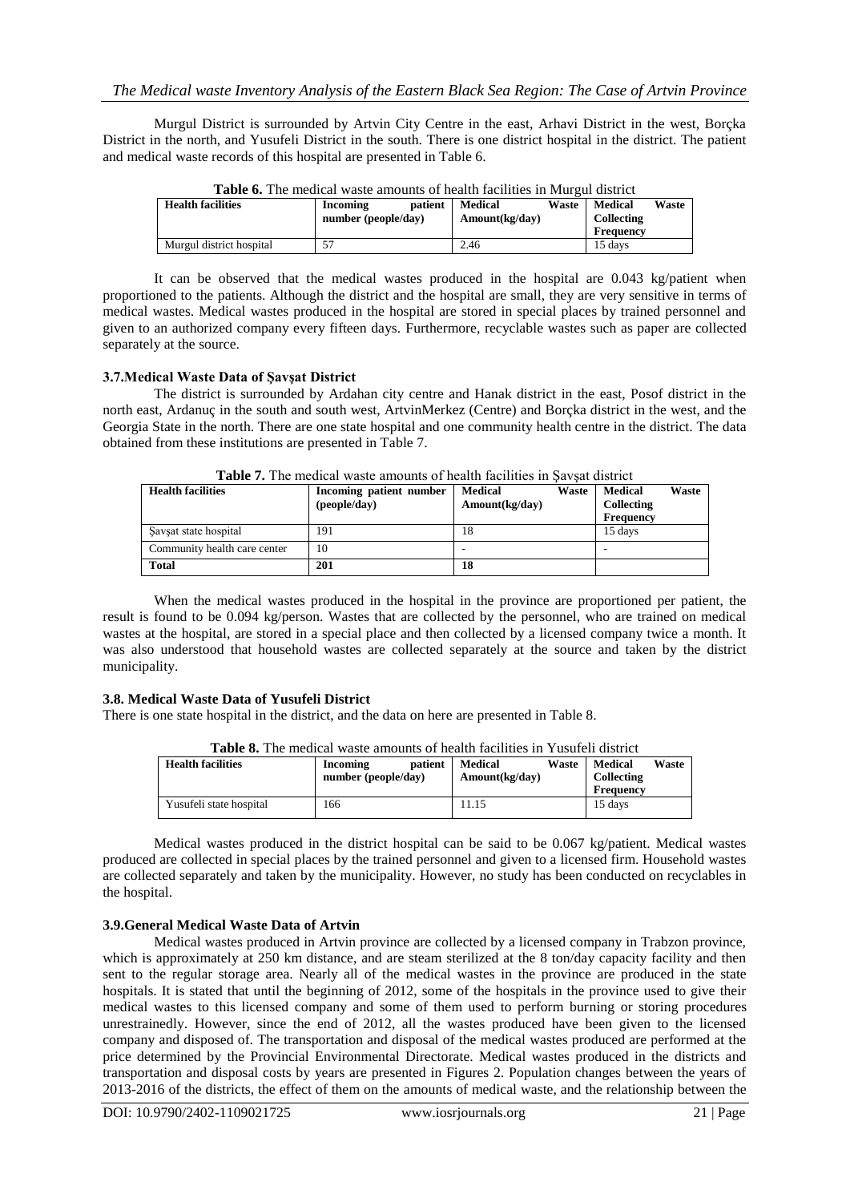Murgul District is surrounded by Artvin City Centre in the east, Arhavi District in the west, Borçka District in the north, and Yusufeli District in the south. There is one district hospital in the district. The patient and medical waste records of this hospital are presented in Table 6.

**Table 6.** The medical waste amounts of health facilities in Murgul district

| Health facilities | Incoming patient number (people/day) | Medical Waste Amount(kg/day) | Medical Waste Collecting Frequency |
|---|---|---|---|
| Murgul district hospital | 57 | 2.46 | 15 days |

It can be observed that the medical wastes produced in the hospital are 0.043 kg/patient when proportioned to the patients. Although the district and the hospital are small, they are very sensitive in terms of medical wastes. Medical wastes produced in the hospital are stored in special places by trained personnel and given to an authorized company every fifteen days. Furthermore, recyclable wastes such as paper are collected separately at the source.

### 3.7.Medical Waste Data of Şavşat District

The district is surrounded by Ardahan city centre and Hanak district in the east, Posof district in the north east, Ardanuç in the south and south west, ArtvinMerkez (Centre) and Borçka district in the west, and the Georgia State in the north. There are one state hospital and one community health centre in the district. The data obtained from these institutions are presented in Table 7.

**Table 7.** The medical waste amounts of health facilities in Şavşat district

| Health facilities | Incoming patient number (people/day) | Medical Waste Amount(kg/day) | Medical Waste Collecting Frequency |
|---|---|---|---|
| Şavşat state hospital | 191 | 18 | 15 days |
| Community health care center | 10 | - | - |
| **Total** | **201** | **18** | |

When the medical wastes produced in the hospital in the province are proportioned per patient, the result is found to be 0.094 kg/person. Wastes that are collected by the personnel, who are trained on medical wastes at the hospital, are stored in a special place and then collected by a licensed company twice a month. It was also understood that household wastes are collected separately at the source and taken by the district municipality.

### 3.8. Medical Waste Data of Yusufeli District

There is one state hospital in the district, and the data on here are presented in Table 8.

**Table 8.** The medical waste amounts of health facilities in Yusufeli district

| Health facilities | Incoming patient number (people/day) | Medical Waste Amount(kg/day) | Medical Waste Collecting Frequency |
|---|---|---|---|
| Yusufeli state hospital | 166 | 11.15 | 15 days |

Medical wastes produced in the district hospital can be said to be 0.067 kg/patient. Medical wastes produced are collected in special places by the trained personnel and given to a licensed firm. Household wastes are collected separately and taken by the municipality. However, no study has been conducted on recyclables in the hospital.

### 3.9.General Medical Waste Data of Artvin

Medical wastes produced in Artvin province are collected by a licensed company in Trabzon province, which is approximately at 250 km distance, and are steam sterilized at the 8 ton/day capacity facility and then sent to the regular storage area. Nearly all of the medical wastes in the province are produced in the state hospitals. It is stated that until the beginning of 2012, some of the hospitals in the province used to give their medical wastes to this licensed company and some of them used to perform burning or storing procedures unrestrainedly. However, since the end of 2012, all the wastes produced have been given to the licensed company and disposed of. The transportation and disposal of the medical wastes produced are performed at the price determined by the Provincial Environmental Directorate. Medical wastes produced in the districts and transportation and disposal costs by years are presented in Figures 2. Population changes between the years of 2013-2016 of the districts, the effect of them on the amounts of medical waste, and the relationship between the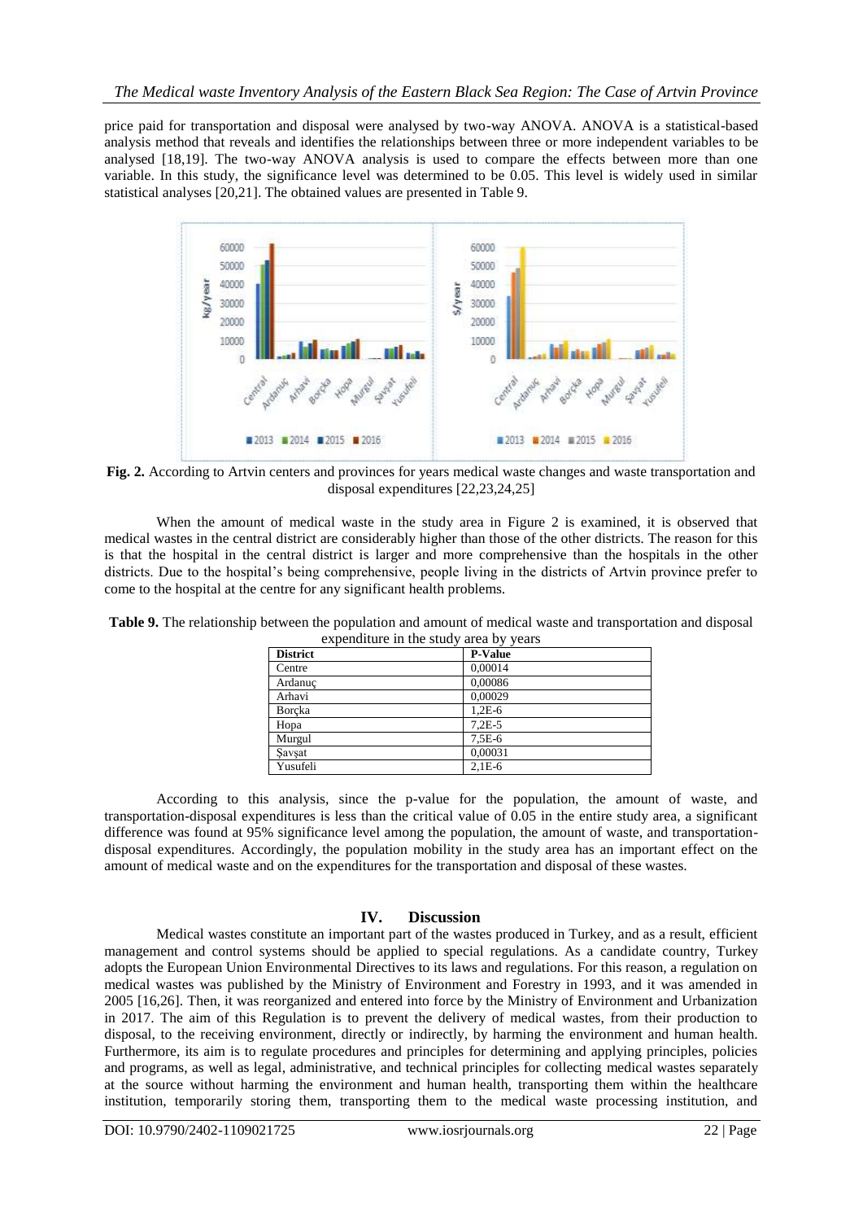price paid for transportation and disposal were analysed by two-way ANOVA. ANOVA is a statistical-based analysis method that reveals and identifies the relationships between three or more independent variables to be analysed [18,19]. The two-way ANOVA analysis is used to compare the effects between more than one variable. In this study, the significance level was determined to be 0.05. This level is widely used in similar statistical analyses [20,21]. The obtained values are presented in Table 9.

**Fig. 2.** According to Artvin centers and provinces for years medical waste changes and waste transportation and disposal expenditures [22,23,24,25]

When the amount of medical waste in the study area in Figure 2 is examined, it is observed that medical wastes in the central district are considerably higher than those of the other districts. The reason for this is that the hospital in the central district is larger and more comprehensive than the hospitals in the other districts. Due to the hospital's being comprehensive, people living in the districts of Artvin province prefer to come to the hospital at the centre for any significant health problems.

**Table 9.** The relationship between the population and amount of medical waste and transportation and disposal expenditure in the study area by years

| District | P-Value |
|---|---|
| Centre | 0,00014 |
| Ardanuç | 0,00086 |
| Arhavi | 0,00029 |
| Borçka | 1,2E-6 |
| Hopa | 7,2E-5 |
| Murgul | 7,5E-6 |
| Şavşat | 0,00031 |
| Yusufeli | 2,1E-6 |

According to this analysis, since the p-value for the population, the amount of waste, and transportation-disposal expenditures is less than the critical value of 0.05 in the entire study area, a significant difference was found at 95% significance level among the population, the amount of waste, and transportation-disposal expenditures. Accordingly, the population mobility in the study area has an important effect on the amount of medical waste and on the expenditures for the transportation and disposal of these wastes.

## IV. Discussion

Medical wastes constitute an important part of the wastes produced in Turkey, and as a result, efficient management and control systems should be applied to special regulations. As a candidate country, Turkey adopts the European Union Environmental Directives to its laws and regulations. For this reason, a regulation on medical wastes was published by the Ministry of Environment and Forestry in 1993, and it was amended in 2005 [16,26]. Then, it was reorganized and entered into force by the Ministry of Environment and Urbanization in 2017. The aim of this Regulation is to prevent the delivery of medical wastes, from their production to disposal, to the receiving environment, directly or indirectly, by harming the environment and human health. Furthermore, its aim is to regulate procedures and principles for determining and applying principles, policies and programs, as well as legal, administrative, and technical principles for collecting medical wastes separately at the source without harming the environment and human health, transporting them within the healthcare institution, temporarily storing them, transporting them to the medical waste processing institution, and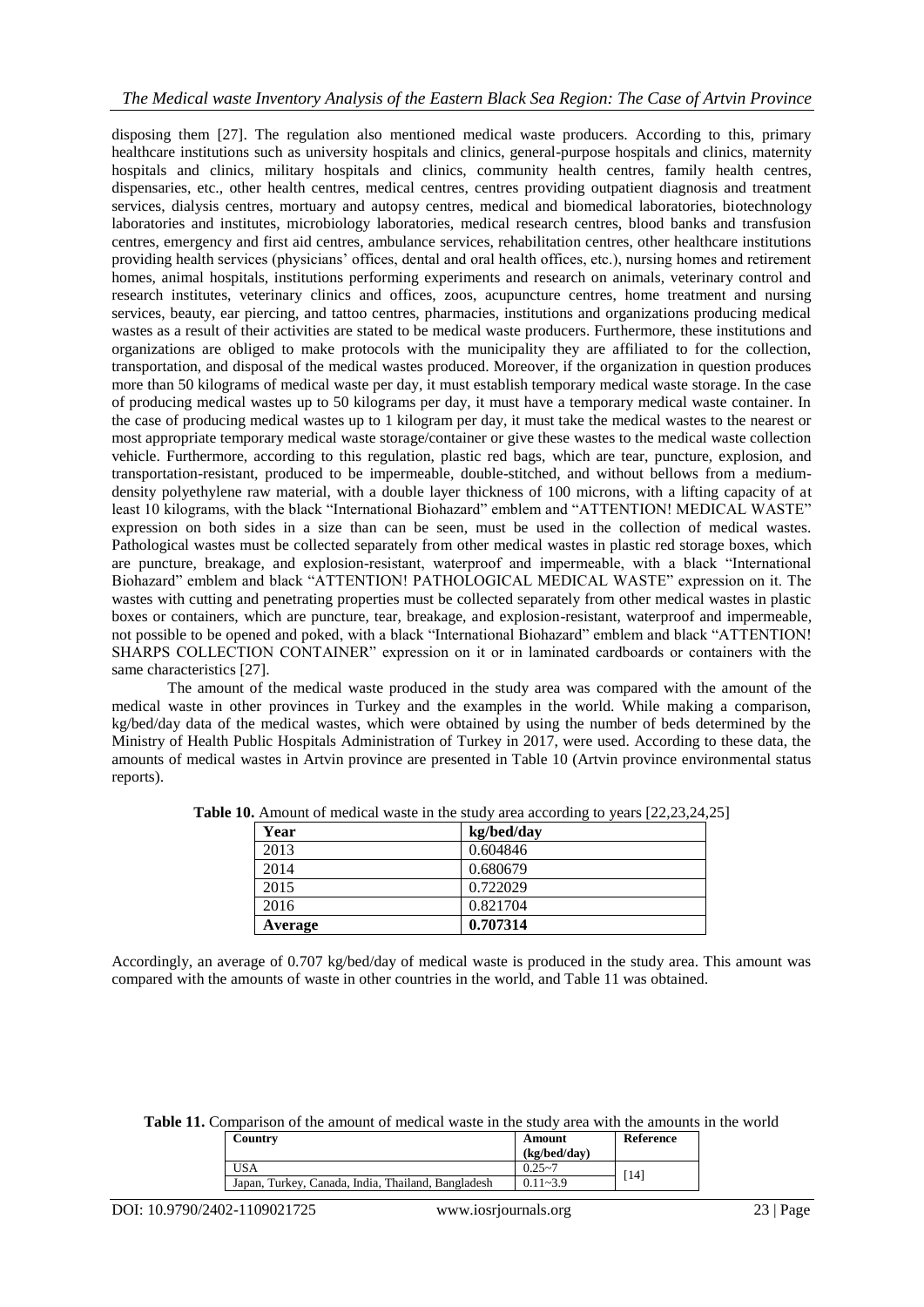disposing them [27]. The regulation also mentioned medical waste producers. According to this, primary healthcare institutions such as university hospitals and clinics, general-purpose hospitals and clinics, maternity hospitals and clinics, military hospitals and clinics, community health centres, family health centres, dispensaries, etc., other health centres, medical centres, centres providing outpatient diagnosis and treatment services, dialysis centres, mortuary and autopsy centres, medical and biomedical laboratories, biotechnology laboratories and institutes, microbiology laboratories, medical research centres, blood banks and transfusion centres, emergency and first aid centres, ambulance services, rehabilitation centres, other healthcare institutions providing health services (physicians' offices, dental and oral health offices, etc.), nursing homes and retirement homes, animal hospitals, institutions performing experiments and research on animals, veterinary control and research institutes, veterinary clinics and offices, zoos, acupuncture centres, home treatment and nursing services, beauty, ear piercing, and tattoo centres, pharmacies, institutions and organizations producing medical wastes as a result of their activities are stated to be medical waste producers. Furthermore, these institutions and organizations are obliged to make protocols with the municipality they are affiliated to for the collection, transportation, and disposal of the medical wastes produced. Moreover, if the organization in question produces more than 50 kilograms of medical waste per day, it must establish temporary medical waste storage. In the case of producing medical wastes up to 50 kilograms per day, it must have a temporary medical waste container. In the case of producing medical wastes up to 1 kilogram per day, it must take the medical wastes to the nearest or most appropriate temporary medical waste storage/container or give these wastes to the medical waste collection vehicle. Furthermore, according to this regulation, plastic red bags, which are tear, puncture, explosion, and transportation-resistant, produced to be impermeable, double-stitched, and without bellows from a medium-density polyethylene raw material, with a double layer thickness of 100 microns, with a lifting capacity of at least 10 kilograms, with the black "International Biohazard" emblem and "ATTENTION! MEDICAL WASTE" expression on both sides in a size than can be seen, must be used in the collection of medical wastes. Pathological wastes must be collected separately from other medical wastes in plastic red storage boxes, which are puncture, tear, breakage, and explosion-resistant, waterproof and impermeable, with a black "International Biohazard" emblem and black "ATTENTION! PATHOLOGICAL MEDICAL WASTE" expression on it. The wastes with cutting and penetrating properties must be collected separately from other medical wastes in plastic boxes or containers, which are puncture, tear, breakage, and explosion-resistant, waterproof and impermeable, not possible to be opened and poked, with a black "International Biohazard" emblem and black "ATTENTION! SHARPS COLLECTION CONTAINER" expression on it or in laminated cardboards or containers with the same characteristics [27].

The amount of the medical waste produced in the study area was compared with the amount of the medical waste in other provinces in Turkey and the examples in the world. While making a comparison, kg/bed/day data of the medical wastes, which were obtained by using the number of beds determined by the Ministry of Health Public Hospitals Administration of Turkey in 2017, were used. According to these data, the amounts of medical wastes in Artvin province are presented in Table 10 (Artvin province environmental status reports).

**Table 10.** Amount of medical waste in the study area according to years [22,23,24,25]

| Year | kg/bed/day |
|---|---|
| 2013 | 0.604846 |
| 2014 | 0.680679 |
| 2015 | 0.722029 |
| 2016 | 0.821704 |
| **Average** | **0.707314** |

Accordingly, an average of 0.707 kg/bed/day of medical waste is produced in the study area. This amount was compared with the amounts of waste in other countries in the world, and Table 11 was obtained.

**Table 11.** Comparison of the amount of medical waste in the study area with the amounts in the world

| Country | Amount (kg/bed/day) | Reference |
|---|---|---|
| USA | 0.25~7 | [14] |
| Japan, Turkey, Canada, India, Thailand, Bangladesh | 0.11~3.9 | |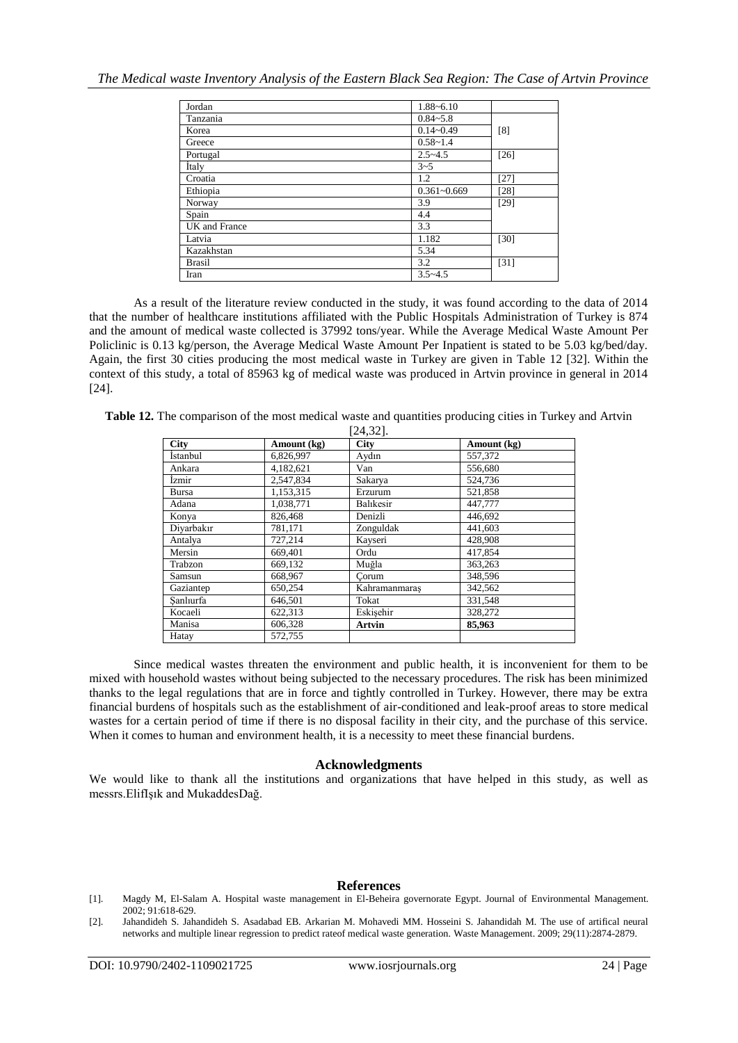| Jordan | 1.88~6.10 | |
|---|---|---|
| Tanzania | 0.84~5.8 | |
| Korea | 0.14~0.49 | [8] |
| Greece | 0.58~1.4 | |
| Portugal | 2.5~4.5 | [26] |
| İtaly | 3~5 | |
| Croatia | 1.2 | [27] |
| Ethiopia | 0.361~0.669 | [28] |
| Norway | 3.9 | [29] |
| Spain | 4.4 | |
| UK and France | 3.3 | |
| Latvia | 1.182 | [30] |
| Kazakhstan | 5.34 | |
| Brasil | 3.2 | [31] |
| Iran | 3.5~4.5 | |

As a result of the literature review conducted in the study, it was found according to the data of 2014 that the number of healthcare institutions affiliated with the Public Hospitals Administration of Turkey is 874 and the amount of medical waste collected is 37992 tons/year. While the Average Medical Waste Amount Per Policlinic is 0.13 kg/person, the Average Medical Waste Amount Per Inpatient is stated to be 5.03 kg/bed/day. Again, the first 30 cities producing the most medical waste in Turkey are given in Table 12 [32]. Within the context of this study, a total of 85963 kg of medical waste was produced in Artvin province in general in 2014 [24].

**Table 12.** The comparison of the most medical waste and quantities producing cities in Turkey and Artvin [24,32].

| City | Amount (kg) | City | Amount (kg) |
|---|---|---|---|
| İstanbul | 6,826,997 | Aydın | 557,372 |
| Ankara | 4,182,621 | Van | 556,680 |
| İzmir | 2,547,834 | Sakarya | 524,736 |
| Bursa | 1,153,315 | Erzurum | 521,858 |
| Adana | 1,038,771 | Balıkesir | 447,777 |
| Konya | 826,468 | Denizli | 446,692 |
| Diyarbakır | 781,171 | Zonguldak | 441,603 |
| Antalya | 727,214 | Kayseri | 428,908 |
| Mersin | 669,401 | Ordu | 417,854 |
| Trabzon | 669,132 | Muğla | 363,263 |
| Samsun | 668,967 | Çorum | 348,596 |
| Gaziantep | 650,254 | Kahramanmaraş | 342,562 |
| Şanlıurfa | 646,501 | Tokat | 331,548 |
| Kocaeli | 622,313 | Eskişehir | 328,272 |
| Manisa | 606,328 | **Artvin** | **85,963** |
| Hatay | 572,755 | | |

Since medical wastes threaten the environment and public health, it is inconvenient for them to be mixed with household wastes without being subjected to the necessary procedures. The risk has been minimized thanks to the legal regulations that are in force and tightly controlled in Turkey. However, there may be extra financial burdens of hospitals such as the establishment of air-conditioned and leak-proof areas to store medical wastes for a certain period of time if there is no disposal facility in their city, and the purchase of this service. When it comes to human and environment health, it is a necessity to meet these financial burdens.

## Acknowledgments

We would like to thank all the institutions and organizations that have helped in this study, as well as messrs.ElifIşık and MukaddesDağ.

## References

[1]. Magdy M, El-Salam A. Hospital waste management in El-Beheira governorate Egypt. Journal of Environmental Management. 2002; 91:618-629.

[2]. Jahandideh S. Jahandideh S. Asadabad EB. Arkarian M. Mohavedi MM. Hosseini S. Jahandidah M. The use of artifical neural networks and multiple linear regression to predict rateof medical waste generation. Waste Management. 2009; 29(11):2874-2879.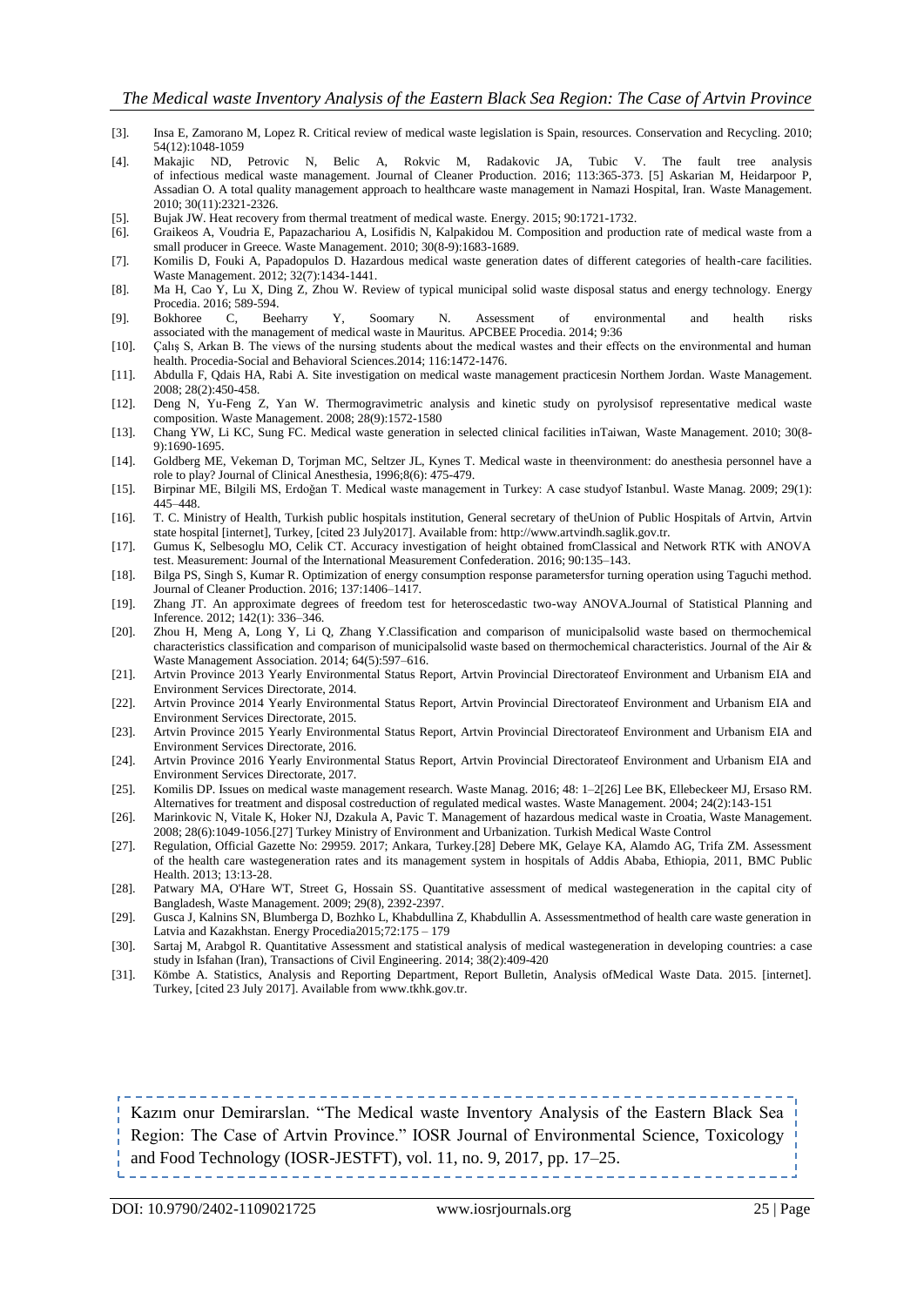[3]. Insa E, Zamorano M, Lopez R. Critical review of medical waste legislation is Spain, resources. Conservation and Recycling. 2010; 54(12):1048-1059

[4]. Makajic ND, Petrovic N, Belic A, Rokvic M, Radakovic JA, Tubic V. The fault tree analysis of infectious medical waste management. Journal of Cleaner Production. 2016; 113:365-373. [5] Askarian M, Heidarpoor P, Assadian O. A total quality management approach to healthcare waste management in Namazi Hospital, Iran. Waste Management. 2010; 30(11):2321-2326.

[5]. Bujak JW. Heat recovery from thermal treatment of medical waste. Energy. 2015; 90:1721-1732.

[6]. Graikeos A, Voudria E, Papazachariou A, Losifidis N, Kalpakidou M. Composition and production rate of medical waste from a small producer in Greece. Waste Management. 2010; 30(8-9):1683-1689.

[7]. Komilis D, Fouki A, Papadopulos D. Hazardous medical waste generation dates of different categories of health-care facilities. Waste Management. 2012; 32(7):1434-1441.

[8]. Ma H, Cao Y, Lu X, Ding Z, Zhou W. Review of typical municipal solid waste disposal status and energy technology. Energy Procedia. 2016; 589-594.

[9]. Bokhoree C, Beeharry Y, Soomary N. Assessment of environmental and health risks associated with the management of medical waste in Mauritus. APCBEE Procedia. 2014; 9:36

[10]. Çalış S, Arkan B. The views of the nursing students about the medical wastes and their effects on the environmental and human health. Procedia-Social and Behavioral Sciences.2014; 116:1472-1476.

[11]. Abdulla F, Qdais HA, Rabi A. Site investigation on medical waste management practicesin Northem Jordan. Waste Management. 2008; 28(2):450-458.

[12]. Deng N, Yu-Feng Z, Yan W. Thermogravimetric analysis and kinetic study on pyrolysisof representative medical waste composition. Waste Management. 2008; 28(9):1572-1580

[13]. Chang YW, Li KC, Sung FC. Medical waste generation in selected clinical facilities inTaiwan, Waste Management. 2010; 30(8-9):1690-1695.

[14]. Goldberg ME, Vekeman D, Torjman MC, Seltzer JL, Kynes T. Medical waste in theenvironment: do anesthesia personnel have a role to play? Journal of Clinical Anesthesia, 1996;8(6): 475-479.

[15]. Birpinar ME, Bilgili MS, Erdoğan T. Medical waste management in Turkey: A case studyof Istanbul. Waste Manag. 2009; 29(1): 445–448.

[16]. T. C. Ministry of Health, Turkish public hospitals institution, General secretary of theUnion of Public Hospitals of Artvin, Artvin state hospital [internet], Turkey, [cited 23 July2017]. Available from: http://www.artvindh.saglik.gov.tr.

[17]. Gumus K, Selbesoglu MO, Celik CT. Accuracy investigation of height obtained fromClassical and Network RTK with ANOVA test. Measurement: Journal of the International Measurement Confederation. 2016; 90:135–143.

[18]. Bilga PS, Singh S, Kumar R. Optimization of energy consumption response parametersfor turning operation using Taguchi method. Journal of Cleaner Production. 2016; 137:1406–1417.

[19]. Zhang JT. An approximate degrees of freedom test for heteroscedastic two-way ANOVA.Journal of Statistical Planning and Inference. 2012; 142(1): 336–346.

[20]. Zhou H, Meng A, Long Y, Li Q, Zhang Y.Classification and comparison of municipalsolid waste based on thermochemical characteristics classification and comparison of municipalsolid waste based on thermochemical characteristics. Journal of the Air & Waste Management Association. 2014; 64(5):597–616.

[21]. Artvin Province 2013 Yearly Environmental Status Report, Artvin Provincial Directorateof Environment and Urbanism EIA and Environment Services Directorate, 2014.

[22]. Artvin Province 2014 Yearly Environmental Status Report, Artvin Provincial Directorateof Environment and Urbanism EIA and Environment Services Directorate, 2015.

[23]. Artvin Province 2015 Yearly Environmental Status Report, Artvin Provincial Directorateof Environment and Urbanism EIA and Environment Services Directorate, 2016.

[24]. Artvin Province 2016 Yearly Environmental Status Report, Artvin Provincial Directorateof Environment and Urbanism EIA and Environment Services Directorate, 2017.

[25]. Komilis DP. Issues on medical waste management research. Waste Manag. 2016; 48: 1–2[26] Lee BK, Ellebeckeer MJ, Ersaso RM. Alternatives for treatment and disposal costreduction of regulated medical wastes. Waste Management. 2004; 24(2):143-151

[26]. Marinkovic N, Vitale K, Hoker NJ, Dzakula A, Pavic T. Management of hazardous medical waste in Croatia, Waste Management. 2008; 28(6):1049-1056.[27] Turkey Ministry of Environment and Urbanization. Turkish Medical Waste Control

[27]. Regulation, Official Gazette No: 29959. 2017; Ankara, Turkey.[28] Debere MK, Gelaye KA, Alamdo AG, Trifa ZM. Assessment of the health care wastegeneration rates and its management system in hospitals of Addis Ababa, Ethiopia, 2011, BMC Public Health. 2013; 13:13-28.

[28]. Patwary MA, O'Hare WT, Street G, Hossain SS. Quantitative assessment of medical wastegeneration in the capital city of Bangladesh, Waste Management. 2009; 29(8), 2392-2397.

[29]. Gusca J, Kalnins SN, Blumberga D, Bozhko L, Khabdullina Z, Khabdullin A. Assessmentmethod of health care waste generation in Latvia and Kazakhstan. Energy Procedia2015;72:175 – 179

[30]. Sartaj M, Arabgol R. Quantitative Assessment and statistical analysis of medical wastegeneration in developing countries: a case study in Isfahan (Iran), Transactions of Civil Engineering. 2014; 38(2):409-420

[31]. Kömbe A. Statistics, Analysis and Reporting Department, Report Bulletin, Analysis ofMedical Waste Data. 2015. [internet]. Turkey, [cited 23 July 2017]. Available from www.tkhk.gov.tr.

Kazım onur Demirarslan. "The Medical waste Inventory Analysis of the Eastern Black Sea Region: The Case of Artvin Province." IOSR Journal of Environmental Science, Toxicology and Food Technology (IOSR-JESTFT), vol. 11, no. 9, 2017, pp. 17–25.